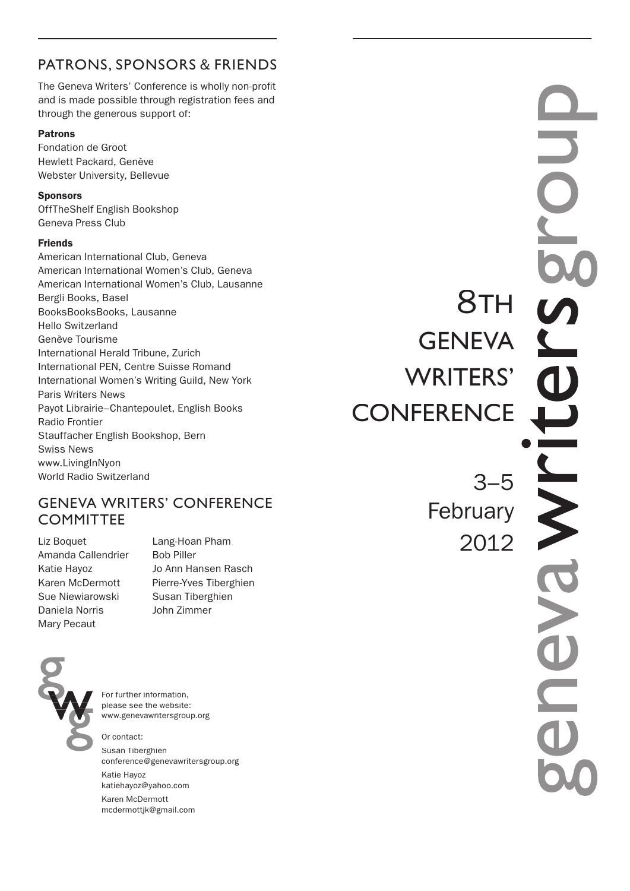## PATRONS, SPONSORS & FRIENDS

The Geneva Writers' Conference is wholly non-profit and is made possible through registration fees and through the generous support of:

**Patrons**

Fondation de Groot
Hewlett Packard, Genève
Webster University, Bellevue

**Sponsors**

OffTheShelf English Bookshop
Geneva Press Club

**Friends**

American International Club, Geneva
American International Women's Club, Geneva
American International Women's Club, Lausanne
Bergli Books, Basel
BooksBooksBooks, Lausanne
Hello Switzerland
Genève Tourisme
International Herald Tribune, Zurich
International PEN, Centre Suisse Romand
International Women's Writing Guild, New York
Paris Writers News
Payot Librairie–Chantepoulet, English Books
Radio Frontier
Stauffacher English Bookshop, Bern
Swiss News
www.LivingInNyon
World Radio Switzerland

## GENEVA WRITERS' CONFERENCE COMMITTEE

Liz Boquet
Amanda Callendrier
Katie Hayoz
Karen McDermott
Sue Niewiarowski
Daniela Norris
Mary Pecaut
Lang-Hoan Pham
Bob Piller
Jo Ann Hansen Rasch
Pierre-Yves Tiberghien
Susan Tiberghien
John Zimmer

For further information, please see the website:
www.genevawritersgroup.org

Or contact:

Susan Tiberghien
conference@genevawritersgroup.org

Katie Hayoz
katiehayoz@yahoo.com

Karen McDermott
mcdermottjk@gmail.com

# 8TH GENEVA WRITERS' CONFERENCE

3–5 February 2012

geneva writers group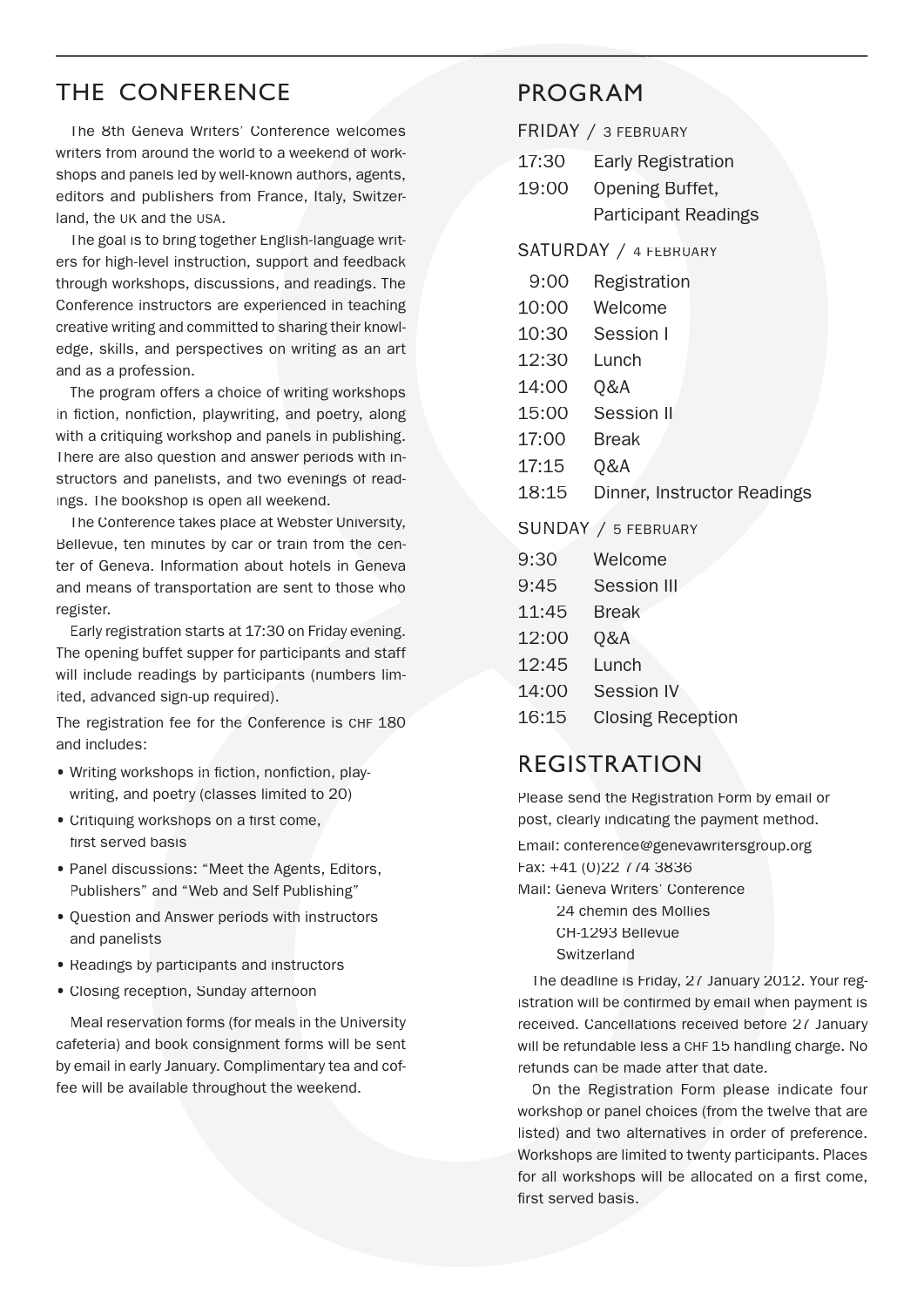## THE CONFERENCE

The 8th Geneva Writers' Conference welcomes writers from around the world to a weekend of workshops and panels led by well-known authors, agents, editors and publishers from France, Italy, Switzerland, the UK and the USA.

The goal is to bring together English-language writers for high-level instruction, support and feedback through workshops, discussions, and readings. The Conference instructors are experienced in teaching creative writing and committed to sharing their knowledge, skills, and perspectives on writing as an art and as a profession.

The program offers a choice of writing workshops in fiction, nonfiction, playwriting, and poetry, along with a critiquing workshop and panels in publishing. There are also question and answer periods with instructors and panelists, and two evenings of readings. The bookshop is open all weekend.

The Conference takes place at Webster University, Bellevue, ten minutes by car or train from the center of Geneva. Information about hotels in Geneva and means of transportation are sent to those who register.

Early registration starts at 17:30 on Friday evening. The opening buffet supper for participants and staff will include readings by participants (numbers limited, advanced sign-up required).

The registration fee for the Conference is CHF 180 and includes:

- Writing workshops in fiction, nonfiction, playwriting, and poetry (classes limited to 20)
- Critiquing workshops on a first come, first served basis
- Panel discussions: "Meet the Agents, Editors, Publishers" and "Web and Self Publishing"
- Question and Answer periods with instructors and panelists
- Readings by participants and instructors
- Closing reception, Sunday afternoon

Meal reservation forms (for meals in the University cafeteria) and book consignment forms will be sent by email in early January. Complimentary tea and coffee will be available throughout the weekend.

## PROGRAM

### FRIDAY / 3 FEBRUARY

| | |
|---|---|
| 17:30 | Early Registration |
| 19:00 | Opening Buffet, Participant Readings |

### SATURDAY / 4 FEBRUARY

| | |
|---|---|
| 9:00 | Registration |
| 10:00 | Welcome |
| 10:30 | Session I |
| 12:30 | Lunch |
| 14:00 | Q&A |
| 15:00 | Session II |
| 17:00 | Break |
| 17:15 | Q&A |
| 18:15 | Dinner, Instructor Readings |

### SUNDAY / 5 FEBRUARY

| | |
|---|---|
| 9:30 | Welcome |
| 9:45 | Session III |
| 11:45 | Break |
| 12:00 | Q&A |
| 12:45 | Lunch |
| 14:00 | Session IV |
| 16:15 | Closing Reception |

## REGISTRATION

Please send the Registration Form by email or post, clearly indicating the payment method.

Email: conference@genevawritersgroup.org
Fax: +41 (0)22 774 3836
Mail: Geneva Writers' Conference
24 chemin des Mollies
CH-1293 Bellevue
Switzerland

The deadline is Friday, 27 January 2012. Your registration will be confirmed by email when payment is received. Cancellations received before 27 January will be refundable less a CHF 15 handling charge. No refunds can be made after that date.

On the Registration Form please indicate four workshop or panel choices (from the twelve that are listed) and two alternatives in order of preference. Workshops are limited to twenty participants. Places for all workshops will be allocated on a first come, first served basis.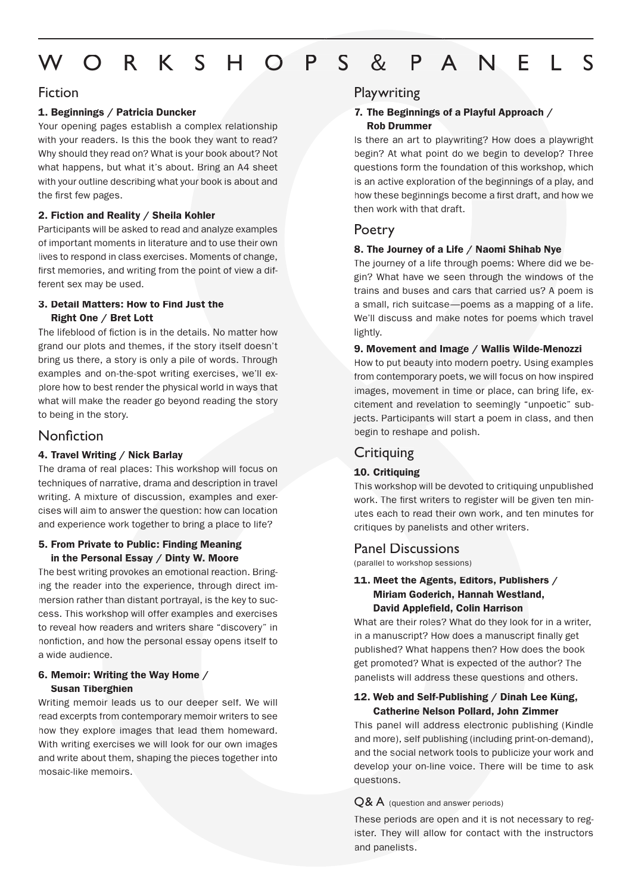# WORKSHOPS & PANELS

## Fiction

**1. Beginnings / Patricia Duncker**

Your opening pages establish a complex relationship with your readers. Is this the book they want to read? Why should they read on? What is your book about? Not what happens, but what it's about. Bring an A4 sheet with your outline describing what your book is about and the first few pages.

**2. Fiction and Reality / Sheila Kohler**

Participants will be asked to read and analyze examples of important moments in literature and to use their own lives to respond in class exercises. Moments of change, first memories, and writing from the point of view a different sex may be used.

**3. Detail Matters: How to Find Just the Right One / Bret Lott**

The lifeblood of fiction is in the details. No matter how grand our plots and themes, if the story itself doesn't bring us there, a story is only a pile of words. Through examples and on-the-spot writing exercises, we'll explore how to best render the physical world in ways that what will make the reader go beyond reading the story to being in the story.

## Nonfiction

**4. Travel Writing / Nick Barlay**

The drama of real places: This workshop will focus on techniques of narrative, drama and description in travel writing. A mixture of discussion, examples and exercises will aim to answer the question: how can location and experience work together to bring a place to life?

**5. From Private to Public: Finding Meaning in the Personal Essay / Dinty W. Moore**

The best writing provokes an emotional reaction. Bringing the reader into the experience, through direct immersion rather than distant portrayal, is the key to success. This workshop will offer examples and exercises to reveal how readers and writers share "discovery" in nonfiction, and how the personal essay opens itself to a wide audience.

**6. Memoir: Writing the Way Home / Susan Tiberghien**

Writing memoir leads us to our deeper self. We will read excerpts from contemporary memoir writers to see how they explore images that lead them homeward. With writing exercises we will look for our own images and write about them, shaping the pieces together into mosaic-like memoirs.

## Playwriting

**7. The Beginnings of a Playful Approach / Rob Drummer**

Is there an art to playwriting? How does a playwright begin? At what point do we begin to develop? Three questions form the foundation of this workshop, which is an active exploration of the beginnings of a play, and how these beginnings become a first draft, and how we then work with that draft.

## Poetry

**8. The Journey of a Life / Naomi Shihab Nye**

The journey of a life through poems: Where did we begin? What have we seen through the windows of the trains and buses and cars that carried us? A poem is a small, rich suitcase—poems as a mapping of a life. We'll discuss and make notes for poems which travel lightly.

**9. Movement and Image / Wallis Wilde-Menozzi**

How to put beauty into modern poetry. Using examples from contemporary poets, we will focus on how inspired images, movement in time or place, can bring life, excitement and revelation to seemingly "unpoetic" subjects. Participants will start a poem in class, and then begin to reshape and polish.

## Critiquing

**10. Critiquing**

This workshop will be devoted to critiquing unpublished work. The first writers to register will be given ten minutes each to read their own work, and ten minutes for critiques by panelists and other writers.

## Panel Discussions

(parallel to workshop sessions)

**11. Meet the Agents, Editors, Publishers / Miriam Goderich, Hannah Westland, David Applefield, Colin Harrison**

What are their roles? What do they look for in a writer, in a manuscript? How does a manuscript finally get published? What happens then? How does the book get promoted? What is expected of the author? The panelists will address these questions and others.

**12. Web and Self-Publishing / Dinah Lee Küng, Catherine Nelson Pollard, John Zimmer**

This panel will address electronic publishing (Kindle and more), self publishing (including print-on-demand), and the social network tools to publicize your work and develop your on-line voice. There will be time to ask questions.

### Q& A (question and answer periods)

These periods are open and it is not necessary to register. They will allow for contact with the instructors and panelists.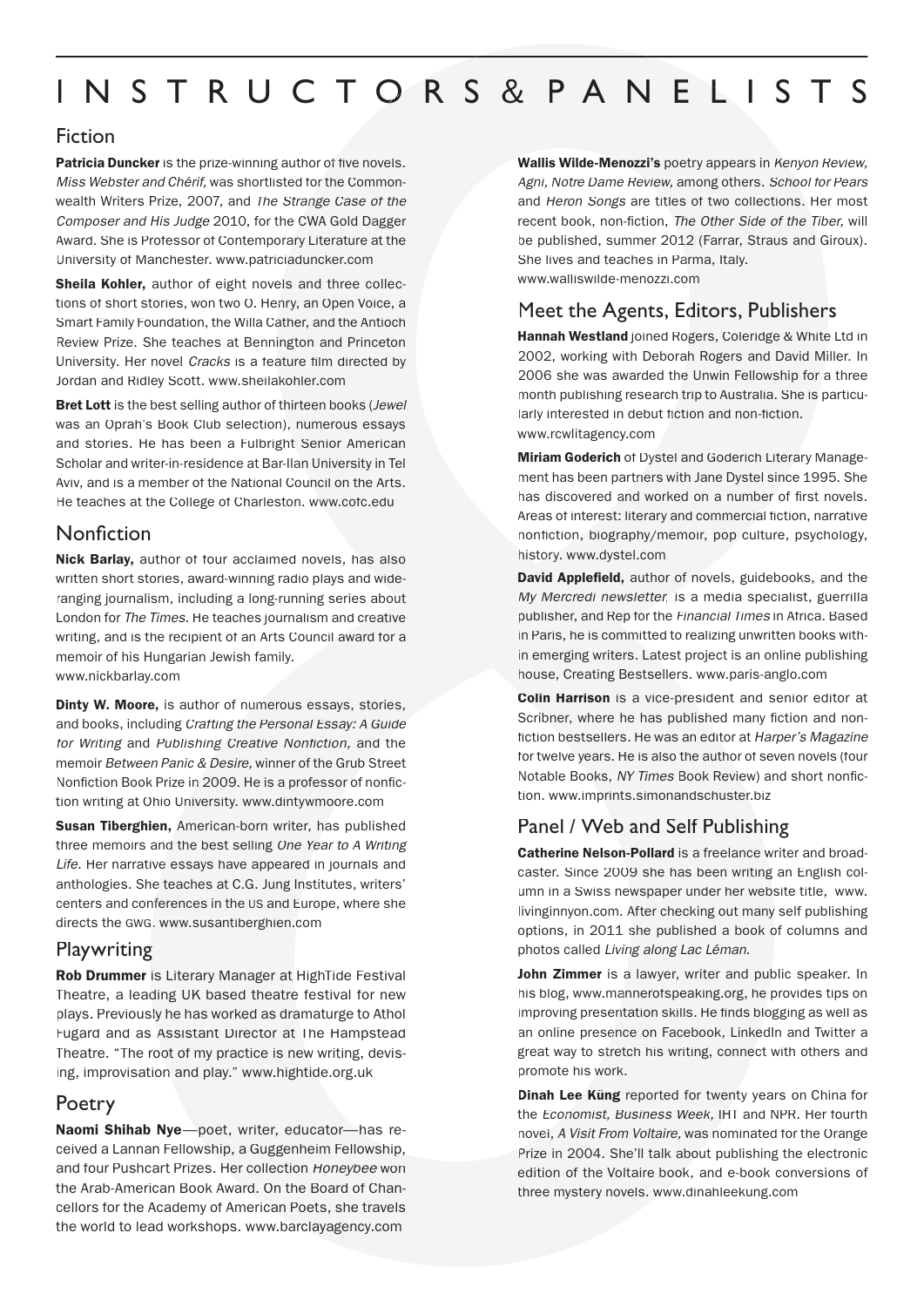# INSTRUCTORS & PANELISTS

## Fiction

**Patricia Duncker** is the prize-winning author of five novels. *Miss Webster and Chérif,* was shortlisted for the Commonwealth Writers Prize, 2007, and *The Strange Case of the Composer and His Judge* 2010, for the CWA Gold Dagger Award. She is Professor of Contemporary Literature at the University of Manchester. www.patriciaduncker.com

**Sheila Kohler,** author of eight novels and three collections of short stories, won two O. Henry, an Open Voice, a Smart Family Foundation, the Willa Cather, and the Antioch Review Prize. She teaches at Bennington and Princeton University. Her novel *Cracks* is a feature film directed by Jordan and Ridley Scott. www.sheilakohler.com

**Bret Lott** is the best selling author of thirteen books (*Jewel* was an Oprah's Book Club selection), numerous essays and stories. He has been a Fulbright Senior American Scholar and writer-in-residence at Bar-Ilan University in Tel Aviv, and is a member of the National Council on the Arts. He teaches at the College of Charleston. www.cofc.edu

## Nonfiction

**Nick Barlay,** author of four acclaimed novels, has also written short stories, award-winning radio plays and wide-ranging journalism, including a long-running series about London for *The Times*. He teaches journalism and creative writing, and is the recipient of an Arts Council award for a memoir of his Hungarian Jewish family.
www.nickbarlay.com

**Dinty W. Moore,** is author of numerous essays, stories, and books, including *Crafting the Personal Essay: A Guide for Writing* and *Publishing Creative Nonfiction,* and the memoir *Between Panic & Desire,* winner of the Grub Street Nonfiction Book Prize in 2009. He is a professor of nonfiction writing at Ohio University. www.dintywmoore.com

**Susan Tiberghien,** American-born writer, has published three memoirs and the best selling *One Year to A Writing Life.* Her narrative essays have appeared in journals and anthologies. She teaches at C.G. Jung Institutes, writers' centers and conferences in the US and Europe, where she directs the GWG. www.susantiberghien.com

## Playwriting

**Rob Drummer** is Literary Manager at HighTide Festival Theatre, a leading UK based theatre festival for new plays. Previously he has worked as dramaturge to Athol Fugard and as Assistant Director at The Hampstead Theatre. "The root of my practice is new writing, devising, improvisation and play." www.hightide.org.uk

## Poetry

**Naomi Shihab Nye**—poet, writer, educator—has received a Lannan Fellowship, a Guggenheim Fellowship, and four Pushcart Prizes. Her collection *Honeybee* won the Arab-American Book Award. On the Board of Chancellors for the Academy of American Poets, she travels the world to lead workshops. www.barclayagency.com

**Wallis Wilde-Menozzi's** poetry appears in *Kenyon Review, Agni, Notre Dame Review,* among others. *School for Pears* and *Heron Songs* are titles of two collections. Her most recent book, non-fiction, *The Other Side of the Tiber,* will be published, summer 2012 (Farrar, Straus and Giroux). She lives and teaches in Parma, Italy.
www.walliswilde-menozzi.com

## Meet the Agents, Editors, Publishers

**Hannah Westland** joined Rogers, Coleridge & White Ltd in 2002, working with Deborah Rogers and David Miller. In 2006 she was awarded the Unwin Fellowship for a three month publishing research trip to Australia. She is particularly interested in debut fiction and non-fiction.
www.rcwlitagency.com

**Miriam Goderich** of Dystel and Goderich Literary Management has been partners with Jane Dystel since 1995. She has discovered and worked on a number of first novels. Areas of interest: literary and commercial fiction, narrative nonfiction, biography/memoir, pop culture, psychology, history. www.dystel.com

**David Applefield,** author of novels, guidebooks, and the *My Mercredi newsletter,* is a media specialist, guerrilla publisher, and Rep for the *Financial Times* in Africa. Based in Paris, he is committed to realizing unwritten books within emerging writers. Latest project is an online publishing house, Creating Bestsellers. www.paris-anglo.com

**Colin Harrison** is a vice-president and senior editor at Scribner, where he has published many fiction and nonfiction bestsellers. He was an editor at *Harper's Magazine* for twelve years. He is also the author of seven novels (four Notable Books, *NY Times* Book Review) and short nonfiction. www.imprints.simonandschuster.biz

## Panel / Web and Self Publishing

**Catherine Nelson-Pollard** is a freelance writer and broadcaster. Since 2009 she has been writing an English column in a Swiss newspaper under her website title, www.livinginnyon.com. After checking out many self publishing options, in 2011 she published a book of columns and photos called *Living along Lac Léman.*

**John Zimmer** is a lawyer, writer and public speaker. In his blog, www.mannerofspeaking.org, he provides tips on improving presentation skills. He finds blogging as well as an online presence on Facebook, LinkedIn and Twitter a great way to stretch his writing, connect with others and promote his work.

**Dinah Lee Küng** reported for twenty years on China for the *Economist, Business Week,* IHT and NPR. Her fourth novel, *A Visit From Voltaire,* was nominated for the Orange Prize in 2004. She'll talk about publishing the electronic edition of the Voltaire book, and e-book conversions of three mystery novels. www.dinahleekung.com